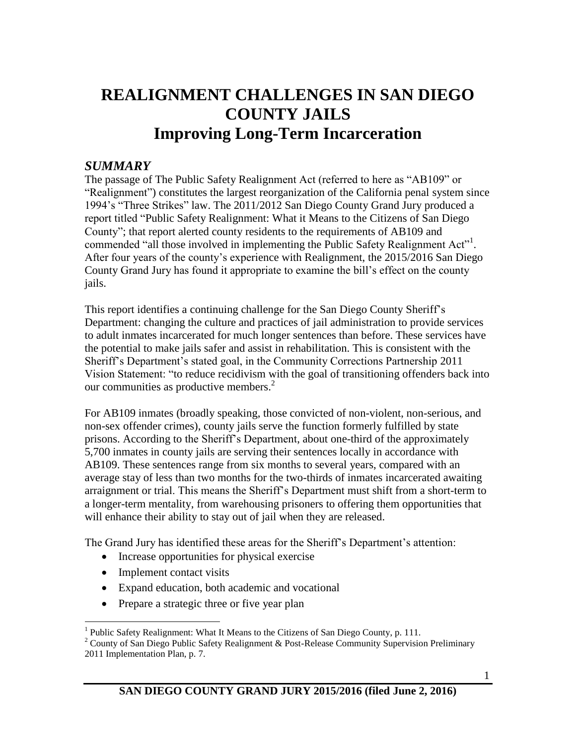# REALIGNMENT CHALLENGES IN SAN DIEGO COUNTY JAILS
# Improving Long-Term Incarceration

## *SUMMARY*

The passage of The Public Safety Realignment Act (referred to here as "AB109" or "Realignment") constitutes the largest reorganization of the California penal system since 1994's "Three Strikes" law. The 2011/2012 San Diego County Grand Jury produced a report titled "Public Safety Realignment: What it Means to the Citizens of San Diego County"; that report alerted county residents to the requirements of AB109 and commended "all those involved in implementing the Public Safety Realignment Act"[1]. After four years of the county's experience with Realignment, the 2015/2016 San Diego County Grand Jury has found it appropriate to examine the bill's effect on the county jails.

This report identifies a continuing challenge for the San Diego County Sheriff's Department: changing the culture and practices of jail administration to provide services to adult inmates incarcerated for much longer sentences than before. These services have the potential to make jails safer and assist in rehabilitation. This is consistent with the Sheriff's Department's stated goal, in the Community Corrections Partnership 2011 Vision Statement: "to reduce recidivism with the goal of transitioning offenders back into our communities as productive members.[2]

For AB109 inmates (broadly speaking, those convicted of non-violent, non-serious, and non-sex offender crimes), county jails serve the function formerly fulfilled by state prisons. According to the Sheriff's Department, about one-third of the approximately 5,700 inmates in county jails are serving their sentences locally in accordance with AB109. These sentences range from six months to several years, compared with an average stay of less than two months for the two-thirds of inmates incarcerated awaiting arraignment or trial. This means the Sheriff's Department must shift from a short-term to a longer-term mentality, from warehousing prisoners to offering them opportunities that will enhance their ability to stay out of jail when they are released.

The Grand Jury has identified these areas for the Sheriff's Department's attention:

- Increase opportunities for physical exercise
- Implement contact visits
- Expand education, both academic and vocational
- Prepare a strategic three or five year plan

---

[1] Public Safety Realignment: What It Means to the Citizens of San Diego County, p. 111.

[2] County of San Diego Public Safety Realignment & Post-Release Community Supervision Preliminary 2011 Implementation Plan, p. 7.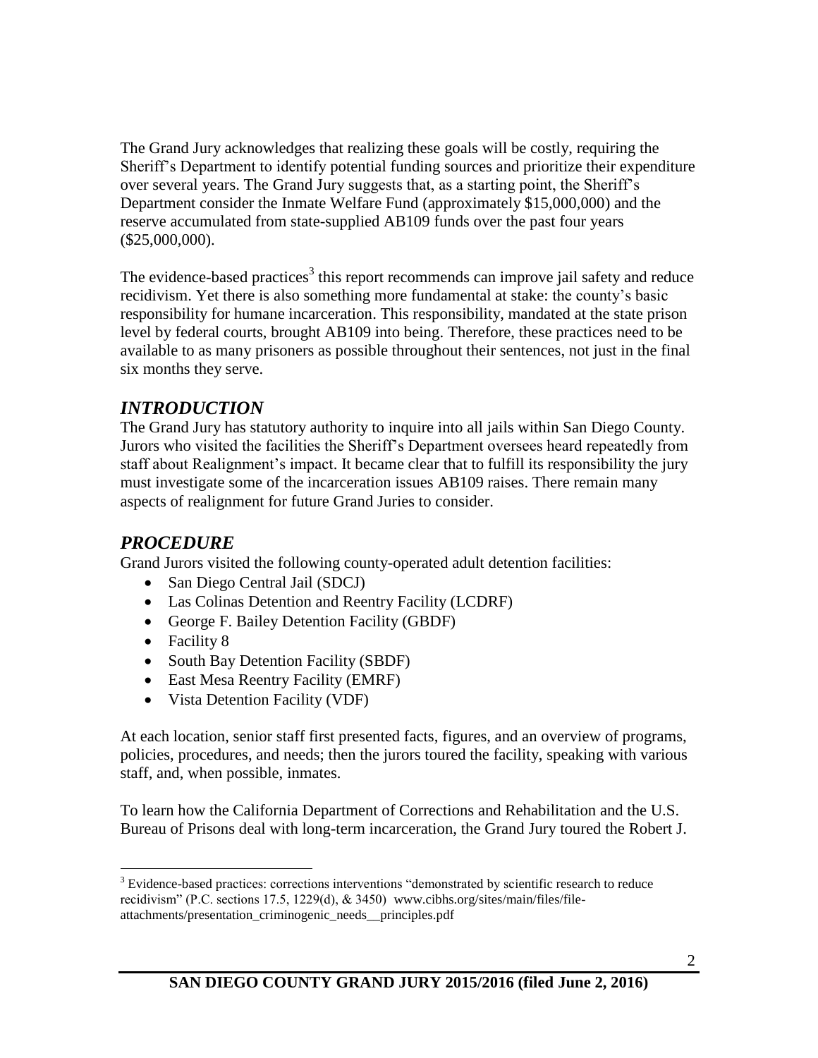The Grand Jury acknowledges that realizing these goals will be costly, requiring the Sheriff's Department to identify potential funding sources and prioritize their expenditure over several years. The Grand Jury suggests that, as a starting point, the Sheriff's Department consider the Inmate Welfare Fund (approximately $15,000,000) and the reserve accumulated from state-supplied AB109 funds over the past four years ($25,000,000).

The evidence-based practices[3] this report recommends can improve jail safety and reduce recidivism. Yet there is also something more fundamental at stake: the county's basic responsibility for humane incarceration. This responsibility, mandated at the state prison level by federal courts, brought AB109 into being. Therefore, these practices need to be available to as many prisoners as possible throughout their sentences, not just in the final six months they serve.

## *INTRODUCTION*

The Grand Jury has statutory authority to inquire into all jails within San Diego County. Jurors who visited the facilities the Sheriff's Department oversees heard repeatedly from staff about Realignment's impact. It became clear that to fulfill its responsibility the jury must investigate some of the incarceration issues AB109 raises. There remain many aspects of realignment for future Grand Juries to consider.

## *PROCEDURE*

Grand Jurors visited the following county-operated adult detention facilities:

- San Diego Central Jail (SDCJ)
- Las Colinas Detention and Reentry Facility (LCDRF)
- George F. Bailey Detention Facility (GBDF)
- Facility 8
- South Bay Detention Facility (SBDF)
- East Mesa Reentry Facility (EMRF)
- Vista Detention Facility (VDF)

At each location, senior staff first presented facts, figures, and an overview of programs, policies, procedures, and needs; then the jurors toured the facility, speaking with various staff, and, when possible, inmates.

To learn how the California Department of Corrections and Rehabilitation and the U.S. Bureau of Prisons deal with long-term incarceration, the Grand Jury toured the Robert J.

---

[3] Evidence-based practices: corrections interventions "demonstrated by scientific research to reduce recidivism" (P.C. sections 17.5, 1229(d), & 3450) www.cibhs.org/sites/main/files/file-attachments/presentation_criminogenic_needs__principles.pdf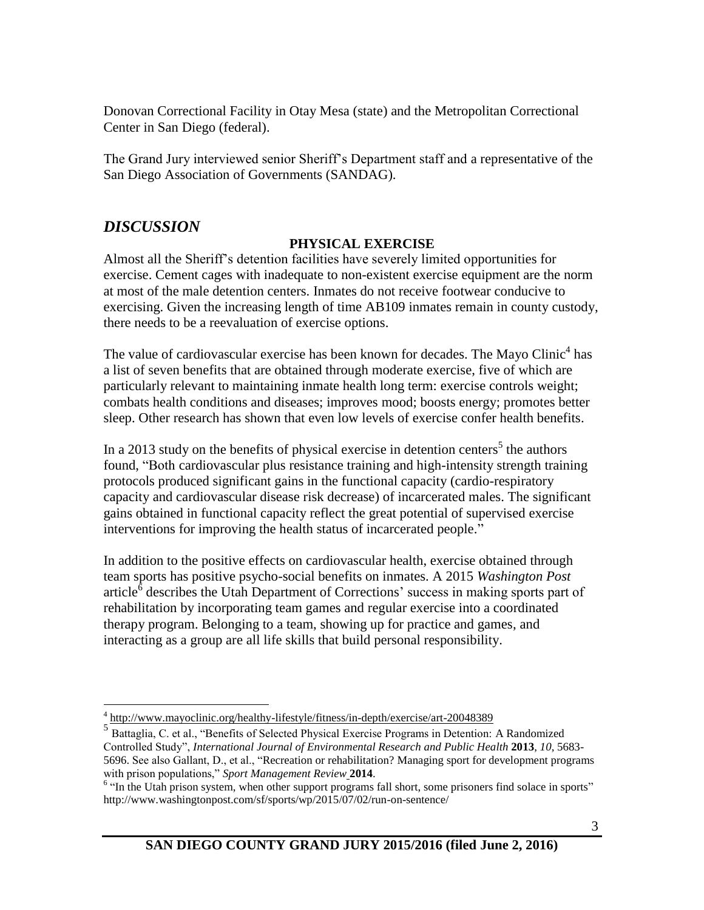Donovan Correctional Facility in Otay Mesa (state) and the Metropolitan Correctional Center in San Diego (federal).

The Grand Jury interviewed senior Sheriff's Department staff and a representative of the San Diego Association of Governments (SANDAG).

## *DISCUSSION*

### PHYSICAL EXERCISE

Almost all the Sheriff's detention facilities have severely limited opportunities for exercise. Cement cages with inadequate to non-existent exercise equipment are the norm at most of the male detention centers. Inmates do not receive footwear conducive to exercising. Given the increasing length of time AB109 inmates remain in county custody, there needs to be a reevaluation of exercise options.

The value of cardiovascular exercise has been known for decades. The Mayo Clinic[4] has a list of seven benefits that are obtained through moderate exercise, five of which are particularly relevant to maintaining inmate health long term: exercise controls weight; combats health conditions and diseases; improves mood; boosts energy; promotes better sleep. Other research has shown that even low levels of exercise confer health benefits.

In a 2013 study on the benefits of physical exercise in detention centers[5] the authors found, "Both cardiovascular plus resistance training and high-intensity strength training protocols produced significant gains in the functional capacity (cardio-respiratory capacity and cardiovascular disease risk decrease) of incarcerated males. The significant gains obtained in functional capacity reflect the great potential of supervised exercise interventions for improving the health status of incarcerated people."

In addition to the positive effects on cardiovascular health, exercise obtained through team sports has positive psycho-social benefits on inmates. A 2015 *Washington Post* article[6] describes the Utah Department of Corrections' success in making sports part of rehabilitation by incorporating team games and regular exercise into a coordinated therapy program. Belonging to a team, showing up for practice and games, and interacting as a group are all life skills that build personal responsibility.

---

[4] http://www.mayoclinic.org/healthy-lifestyle/fitness/in-depth/exercise/art-20048389

[5] Battaglia, C. et al., "Benefits of Selected Physical Exercise Programs in Detention: A Randomized Controlled Study", *International Journal of Environmental Research and Public Health* **2013**, *10*, 5683-5696. See also Gallant, D., et al., "Recreation or rehabilitation? Managing sport for development programs with prison populations," *Sport Management Review* **2014**.

[6] "In the Utah prison system, when other support programs fall short, some prisoners find solace in sports" http://www.washingtonpost.com/sf/sports/wp/2015/07/02/run-on-sentence/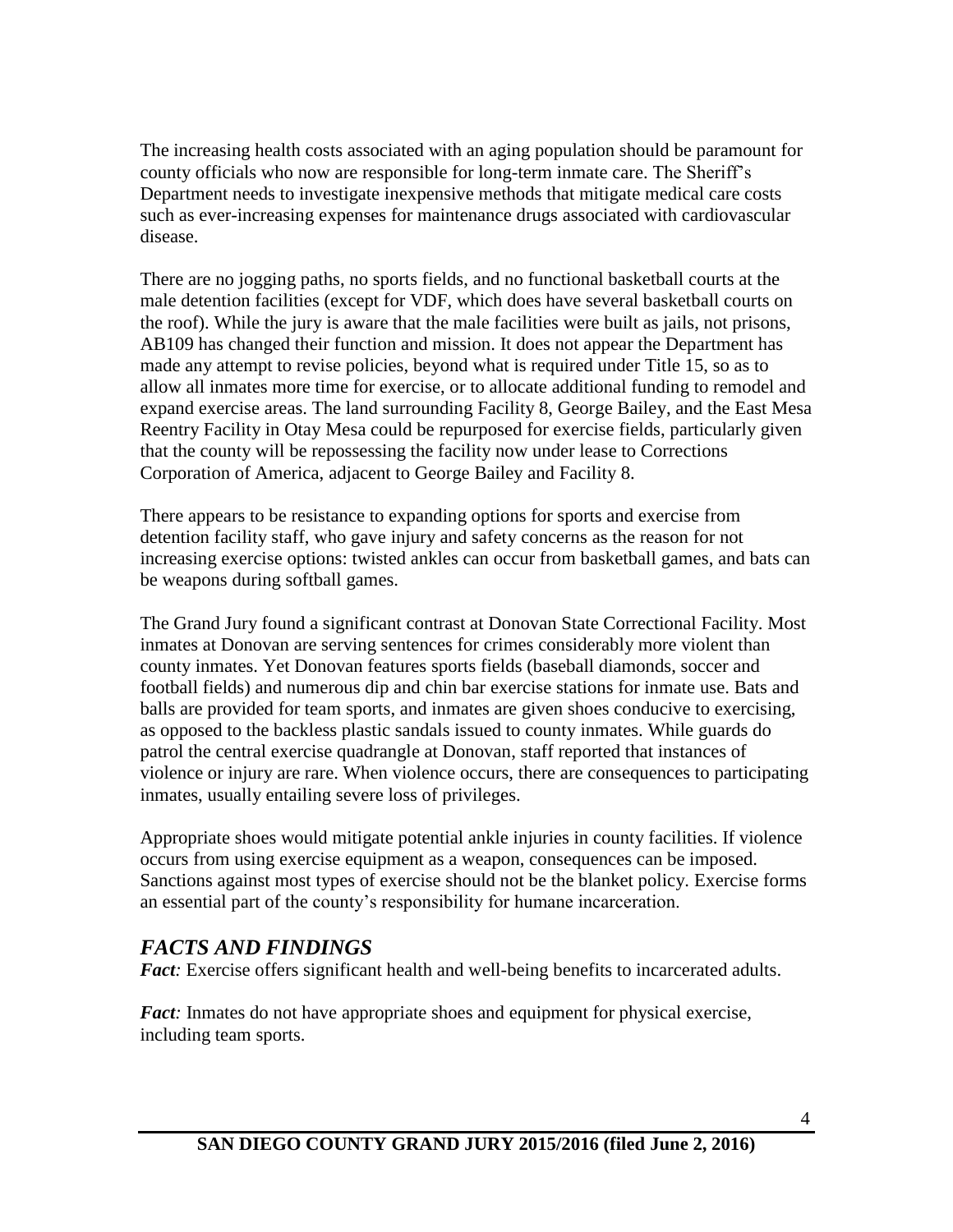The increasing health costs associated with an aging population should be paramount for county officials who now are responsible for long-term inmate care. The Sheriff's Department needs to investigate inexpensive methods that mitigate medical care costs such as ever-increasing expenses for maintenance drugs associated with cardiovascular disease.

There are no jogging paths, no sports fields, and no functional basketball courts at the male detention facilities (except for VDF, which does have several basketball courts on the roof). While the jury is aware that the male facilities were built as jails, not prisons, AB109 has changed their function and mission. It does not appear the Department has made any attempt to revise policies, beyond what is required under Title 15, so as to allow all inmates more time for exercise, or to allocate additional funding to remodel and expand exercise areas. The land surrounding Facility 8, George Bailey, and the East Mesa Reentry Facility in Otay Mesa could be repurposed for exercise fields, particularly given that the county will be repossessing the facility now under lease to Corrections Corporation of America, adjacent to George Bailey and Facility 8.

There appears to be resistance to expanding options for sports and exercise from detention facility staff, who gave injury and safety concerns as the reason for not increasing exercise options: twisted ankles can occur from basketball games, and bats can be weapons during softball games.

The Grand Jury found a significant contrast at Donovan State Correctional Facility. Most inmates at Donovan are serving sentences for crimes considerably more violent than county inmates. Yet Donovan features sports fields (baseball diamonds, soccer and football fields) and numerous dip and chin bar exercise stations for inmate use. Bats and balls are provided for team sports, and inmates are given shoes conducive to exercising, as opposed to the backless plastic sandals issued to county inmates. While guards do patrol the central exercise quadrangle at Donovan, staff reported that instances of violence or injury are rare. When violence occurs, there are consequences to participating inmates, usually entailing severe loss of privileges.

Appropriate shoes would mitigate potential ankle injuries in county facilities. If violence occurs from using exercise equipment as a weapon, consequences can be imposed. Sanctions against most types of exercise should not be the blanket policy. Exercise forms an essential part of the county's responsibility for humane incarceration.

## *FACTS AND FINDINGS*

***Fact****:* Exercise offers significant health and well-being benefits to incarcerated adults.

***Fact****:* Inmates do not have appropriate shoes and equipment for physical exercise, including team sports.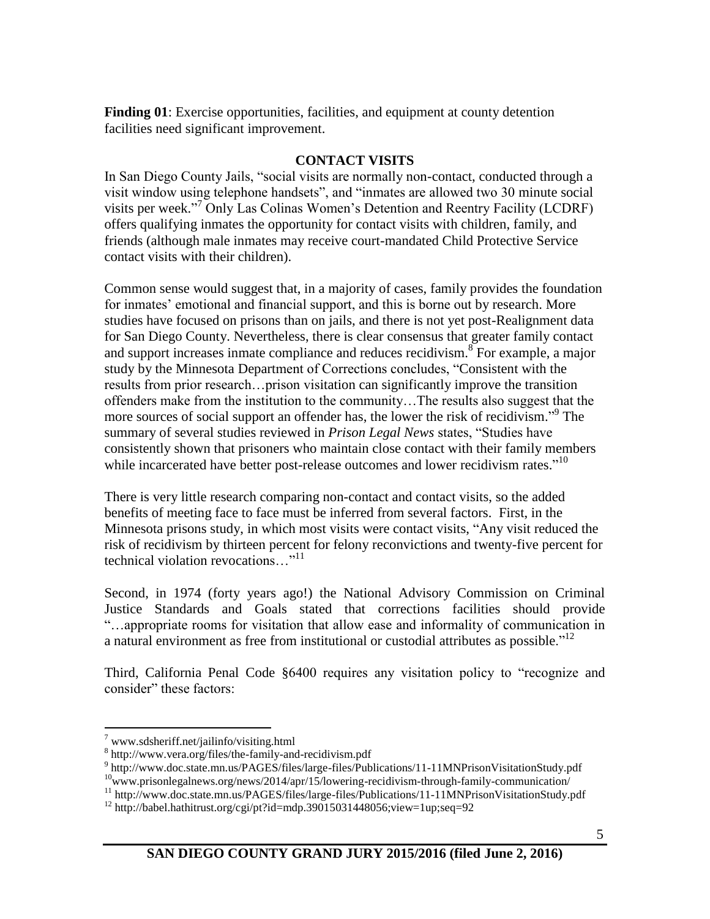**Finding 01**: Exercise opportunities, facilities, and equipment at county detention facilities need significant improvement.

## CONTACT VISITS

In San Diego County Jails, "social visits are normally non-contact, conducted through a visit window using telephone handsets", and "inmates are allowed two 30 minute social visits per week."[7] Only Las Colinas Women's Detention and Reentry Facility (LCDRF) offers qualifying inmates the opportunity for contact visits with children, family, and friends (although male inmates may receive court-mandated Child Protective Service contact visits with their children).

Common sense would suggest that, in a majority of cases, family provides the foundation for inmates' emotional and financial support, and this is borne out by research. More studies have focused on prisons than on jails, and there is not yet post-Realignment data for San Diego County. Nevertheless, there is clear consensus that greater family contact and support increases inmate compliance and reduces recidivism.[8] For example, a major study by the Minnesota Department of Corrections concludes, "Consistent with the results from prior research…prison visitation can significantly improve the transition offenders make from the institution to the community…The results also suggest that the more sources of social support an offender has, the lower the risk of recidivism."[9] The summary of several studies reviewed in *Prison Legal News* states, "Studies have consistently shown that prisoners who maintain close contact with their family members while incarcerated have better post-release outcomes and lower recidivism rates."[10]

There is very little research comparing non-contact and contact visits, so the added benefits of meeting face to face must be inferred from several factors. First, in the Minnesota prisons study, in which most visits were contact visits, "Any visit reduced the risk of recidivism by thirteen percent for felony reconvictions and twenty-five percent for technical violation revocations…"[11]

Second, in 1974 (forty years ago!) the National Advisory Commission on Criminal Justice Standards and Goals stated that corrections facilities should provide "…appropriate rooms for visitation that allow ease and informality of communication in a natural environment as free from institutional or custodial attributes as possible."[12]

Third, California Penal Code §6400 requires any visitation policy to "recognize and consider" these factors:

---

[7] www.sdsheriff.net/jailinfo/visiting.html

[8] http://www.vera.org/files/the-family-and-recidivism.pdf

[9] http://www.doc.state.mn.us/PAGES/files/large-files/Publications/11-11MNPrisonVisitationStudy.pdf

[10] www.prisonlegalnews.org/news/2014/apr/15/lowering-recidivism-through-family-communication/

[11] http://www.doc.state.mn.us/PAGES/files/large-files/Publications/11-11MNPrisonVisitationStudy.pdf

[12] http://babel.hathitrust.org/cgi/pt?id=mdp.39015031448056;view=1up;seq=92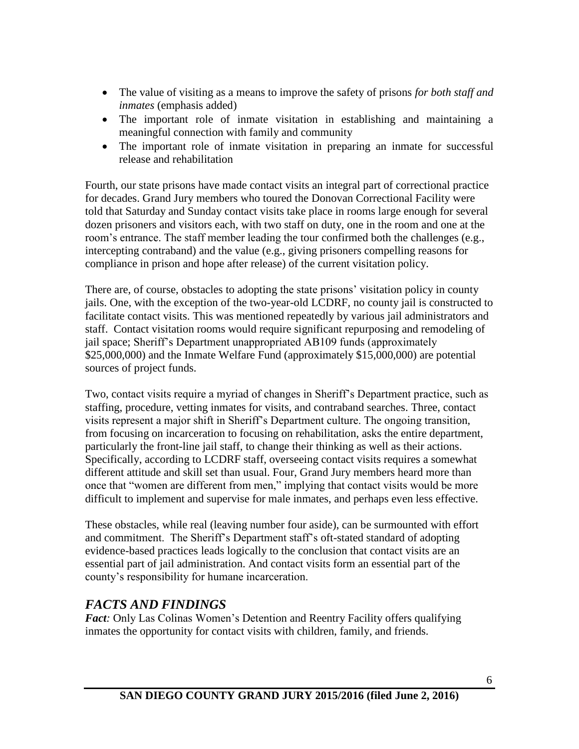- The value of visiting as a means to improve the safety of prisons *for both staff and inmates* (emphasis added)
- The important role of inmate visitation in establishing and maintaining a meaningful connection with family and community
- The important role of inmate visitation in preparing an inmate for successful release and rehabilitation

Fourth, our state prisons have made contact visits an integral part of correctional practice for decades. Grand Jury members who toured the Donovan Correctional Facility were told that Saturday and Sunday contact visits take place in rooms large enough for several dozen prisoners and visitors each, with two staff on duty, one in the room and one at the room's entrance. The staff member leading the tour confirmed both the challenges (e.g., intercepting contraband) and the value (e.g., giving prisoners compelling reasons for compliance in prison and hope after release) of the current visitation policy.

There are, of course, obstacles to adopting the state prisons' visitation policy in county jails. One, with the exception of the two-year-old LCDRF, no county jail is constructed to facilitate contact visits. This was mentioned repeatedly by various jail administrators and staff. Contact visitation rooms would require significant repurposing and remodeling of jail space; Sheriff's Department unappropriated AB109 funds (approximately $25,000,000) and the Inmate Welfare Fund (approximately $15,000,000) are potential sources of project funds.

Two, contact visits require a myriad of changes in Sheriff's Department practice, such as staffing, procedure, vetting inmates for visits, and contraband searches. Three, contact visits represent a major shift in Sheriff's Department culture. The ongoing transition, from focusing on incarceration to focusing on rehabilitation, asks the entire department, particularly the front-line jail staff, to change their thinking as well as their actions. Specifically, according to LCDRF staff, overseeing contact visits requires a somewhat different attitude and skill set than usual. Four, Grand Jury members heard more than once that "women are different from men," implying that contact visits would be more difficult to implement and supervise for male inmates, and perhaps even less effective.

These obstacles, while real (leaving number four aside), can be surmounted with effort and commitment. The Sheriff's Department staff's oft-stated standard of adopting evidence-based practices leads logically to the conclusion that contact visits are an essential part of jail administration. And contact visits form an essential part of the county's responsibility for humane incarceration.

## *FACTS AND FINDINGS*

***Fact:*** Only Las Colinas Women's Detention and Reentry Facility offers qualifying inmates the opportunity for contact visits with children, family, and friends.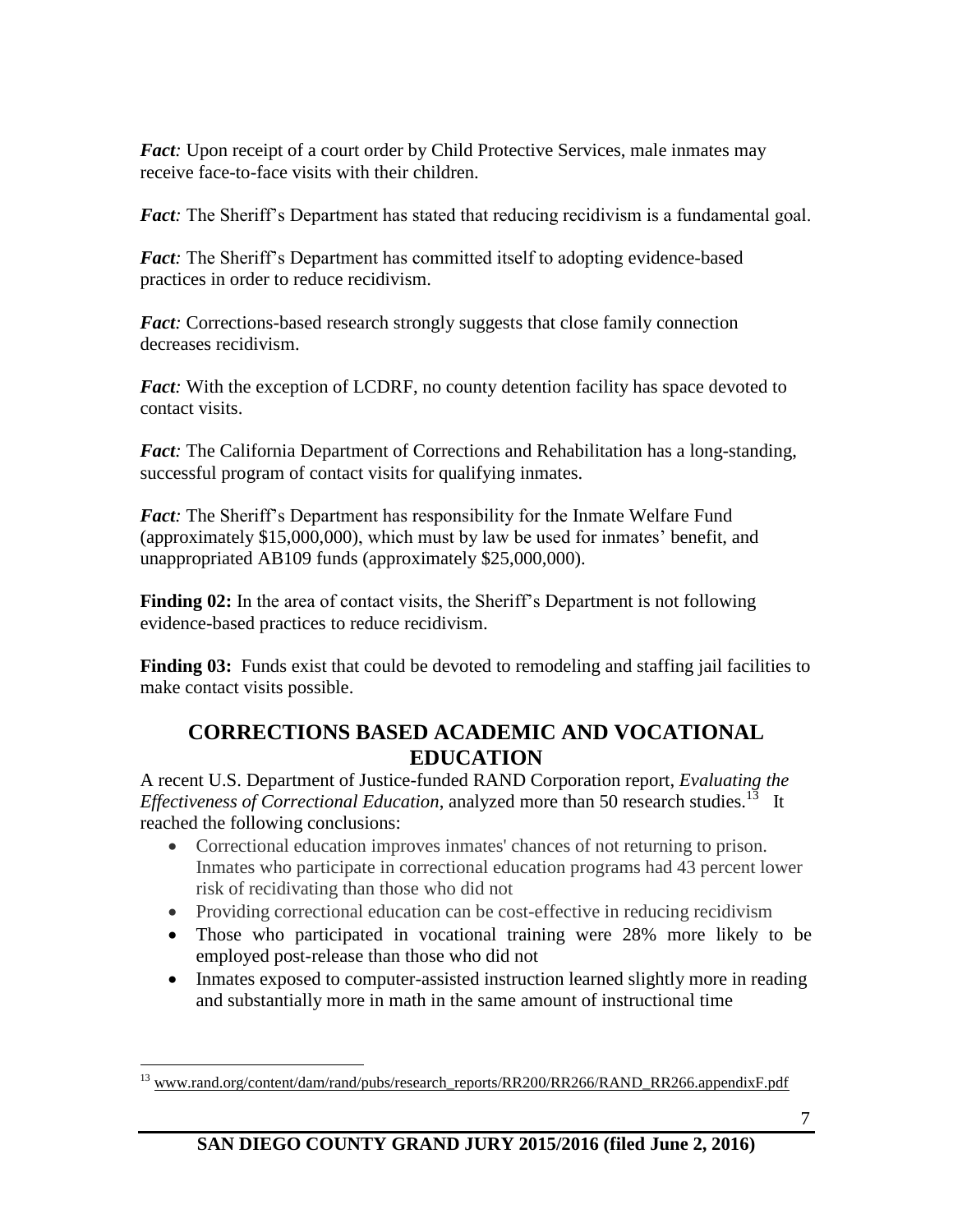***Fact:*** Upon receipt of a court order by Child Protective Services, male inmates may receive face-to-face visits with their children.

***Fact:*** The Sheriff's Department has stated that reducing recidivism is a fundamental goal.

***Fact:*** The Sheriff's Department has committed itself to adopting evidence-based practices in order to reduce recidivism.

***Fact:*** Corrections-based research strongly suggests that close family connection decreases recidivism.

***Fact:*** With the exception of LCDRF, no county detention facility has space devoted to contact visits.

***Fact:*** The California Department of Corrections and Rehabilitation has a long-standing, successful program of contact visits for qualifying inmates.

***Fact:*** The Sheriff's Department has responsibility for the Inmate Welfare Fund (approximately $15,000,000), which must by law be used for inmates' benefit, and unappropriated AB109 funds (approximately $25,000,000).

**Finding 02:** In the area of contact visits, the Sheriff's Department is not following evidence-based practices to reduce recidivism.

**Finding 03:** Funds exist that could be devoted to remodeling and staffing jail facilities to make contact visits possible.

## CORRECTIONS BASED ACADEMIC AND VOCATIONAL EDUCATION

A recent U.S. Department of Justice-funded RAND Corporation report, *Evaluating the Effectiveness of Correctional Education*, analyzed more than 50 research studies.[13] It reached the following conclusions:

- Correctional education improves inmates' chances of not returning to prison. Inmates who participate in correctional education programs had 43 percent lower risk of recidivating than those who did not
- Providing correctional education can be cost-effective in reducing recidivism
- Those who participated in vocational training were 28% more likely to be employed post-release than those who did not
- Inmates exposed to computer-assisted instruction learned slightly more in reading and substantially more in math in the same amount of instructional time

[13] www.rand.org/content/dam/rand/pubs/research_reports/RR200/RR266/RAND_RR266.appendixF.pdf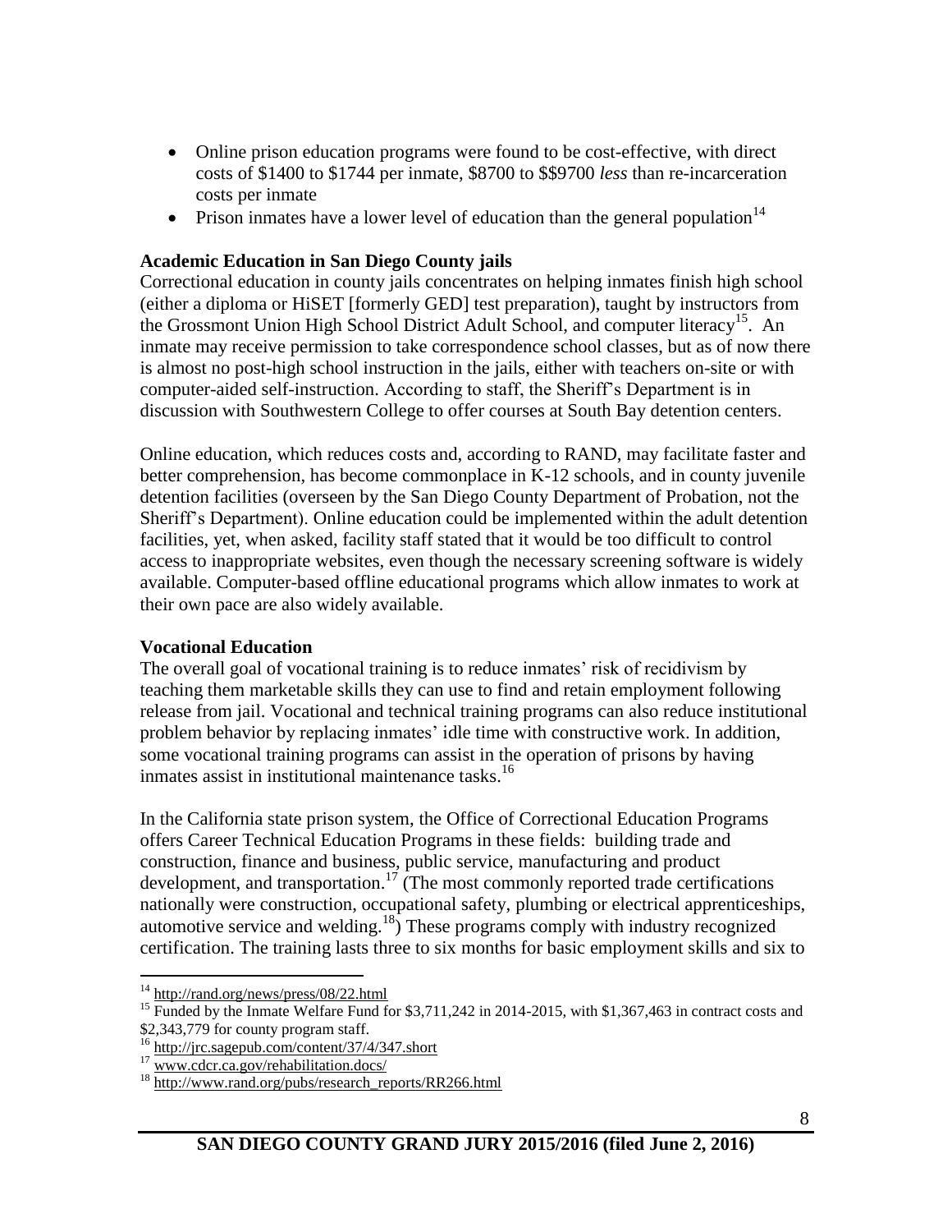- Online prison education programs were found to be cost-effective, with direct costs of $1400 to $1744 per inmate, $8700 to $$9700 *less* than re-incarceration costs per inmate
- Prison inmates have a lower level of education than the general population[14]

**Academic Education in San Diego County jails**

Correctional education in county jails concentrates on helping inmates finish high school (either a diploma or HiSET [formerly GED] test preparation), taught by instructors from the Grossmont Union High School District Adult School, and computer literacy[15]. An inmate may receive permission to take correspondence school classes, but as of now there is almost no post-high school instruction in the jails, either with teachers on-site or with computer-aided self-instruction. According to staff, the Sheriff's Department is in discussion with Southwestern College to offer courses at South Bay detention centers.

Online education, which reduces costs and, according to RAND, may facilitate faster and better comprehension, has become commonplace in K-12 schools, and in county juvenile detention facilities (overseen by the San Diego County Department of Probation, not the Sheriff's Department). Online education could be implemented within the adult detention facilities, yet, when asked, facility staff stated that it would be too difficult to control access to inappropriate websites, even though the necessary screening software is widely available. Computer-based offline educational programs which allow inmates to work at their own pace are also widely available.

**Vocational Education**

The overall goal of vocational training is to reduce inmates' risk of recidivism by teaching them marketable skills they can use to find and retain employment following release from jail. Vocational and technical training programs can also reduce institutional problem behavior by replacing inmates' idle time with constructive work. In addition, some vocational training programs can assist in the operation of prisons by having inmates assist in institutional maintenance tasks.[16]

In the California state prison system, the Office of Correctional Education Programs offers Career Technical Education Programs in these fields: building trade and construction, finance and business, public service, manufacturing and product development, and transportation.[17] (The most commonly reported trade certifications nationally were construction, occupational safety, plumbing or electrical apprenticeships, automotive service and welding.[18]) These programs comply with industry recognized certification. The training lasts three to six months for basic employment skills and six to

---

[14] http://rand.org/news/press/08/22.html

[15] Funded by the Inmate Welfare Fund for $3,711,242 in 2014-2015, with $1,367,463 in contract costs and $2,343,779 for county program staff.

[16] http://jrc.sagepub.com/content/37/4/347.short

[17] www.cdcr.ca.gov/rehabilitation.docs/

[18] http://www.rand.org/pubs/research_reports/RR266.html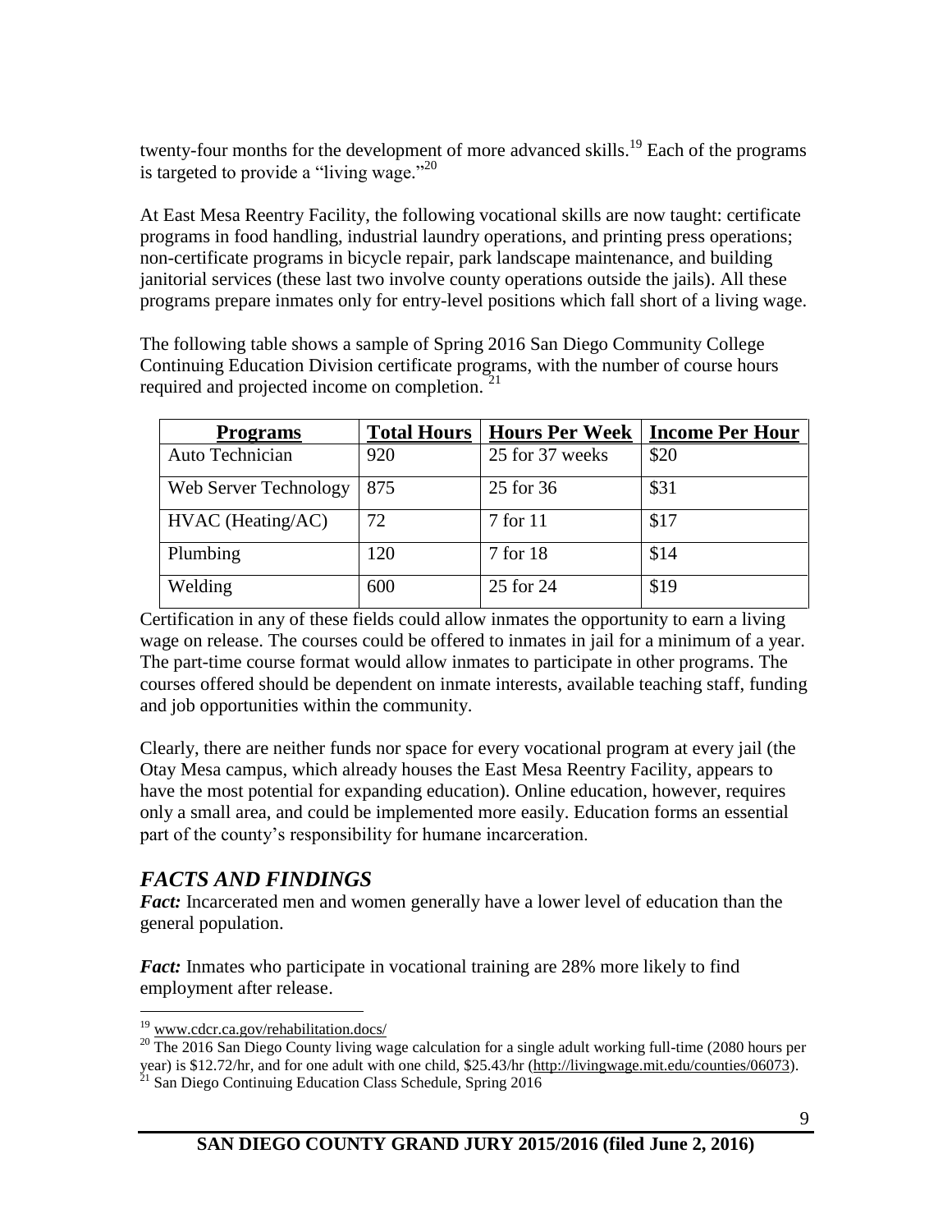twenty-four months for the development of more advanced skills.[19] Each of the programs is targeted to provide a "living wage."[20]

At East Mesa Reentry Facility, the following vocational skills are now taught: certificate programs in food handling, industrial laundry operations, and printing press operations; non-certificate programs in bicycle repair, park landscape maintenance, and building janitorial services (these last two involve county operations outside the jails). All these programs prepare inmates only for entry-level positions which fall short of a living wage.

The following table shows a sample of Spring 2016 San Diego Community College Continuing Education Division certificate programs, with the number of course hours required and projected income on completion. [21]

| **Programs** | **Total Hours** | **Hours Per Week** | **Income Per Hour** |
|---|---|---|---|
| Auto Technician | 920 | 25 for 37 weeks | $20 |
| Web Server Technology | 875 | 25 for 36 | $31 |
| HVAC (Heating/AC) | 72 | 7 for 11 | $17 |
| Plumbing | 120 | 7 for 18 | $14 |
| Welding | 600 | 25 for 24 | $19 |

Certification in any of these fields could allow inmates the opportunity to earn a living wage on release. The courses could be offered to inmates in jail for a minimum of a year. The part-time course format would allow inmates to participate in other programs. The courses offered should be dependent on inmate interests, available teaching staff, funding and job opportunities within the community.

Clearly, there are neither funds nor space for every vocational program at every jail (the Otay Mesa campus, which already houses the East Mesa Reentry Facility, appears to have the most potential for expanding education). Online education, however, requires only a small area, and could be implemented more easily. Education forms an essential part of the county's responsibility for humane incarceration.

## *FACTS AND FINDINGS*

***Fact:*** Incarcerated men and women generally have a lower level of education than the general population.

***Fact:*** Inmates who participate in vocational training are 28% more likely to find employment after release.

---

[19] www.cdcr.ca.gov/rehabilitation.docs/

[20] The 2016 San Diego County living wage calculation for a single adult working full-time (2080 hours per year) is $12.72/hr, and for one adult with one child, $25.43/hr (http://livingwage.mit.edu/counties/06073).

[21] San Diego Continuing Education Class Schedule, Spring 2016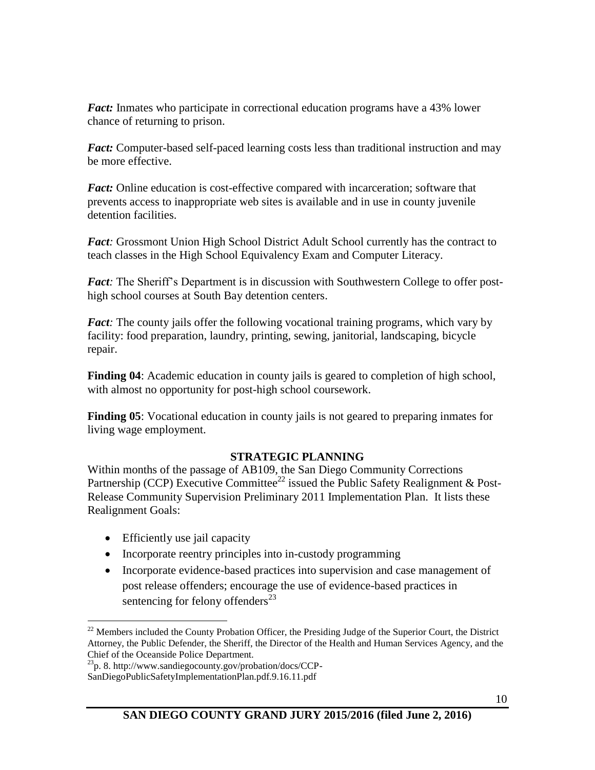***Fact:*** Inmates who participate in correctional education programs have a 43% lower chance of returning to prison.

***Fact:*** Computer-based self-paced learning costs less than traditional instruction and may be more effective.

***Fact:*** Online education is cost-effective compared with incarceration; software that prevents access to inappropriate web sites is available and in use in county juvenile detention facilities.

***Fact:*** Grossmont Union High School District Adult School currently has the contract to teach classes in the High School Equivalency Exam and Computer Literacy.

***Fact:*** The Sheriff's Department is in discussion with Southwestern College to offer post-high school courses at South Bay detention centers.

***Fact:*** The county jails offer the following vocational training programs, which vary by facility: food preparation, laundry, printing, sewing, janitorial, landscaping, bicycle repair.

**Finding 04**: Academic education in county jails is geared to completion of high school, with almost no opportunity for post-high school coursework.

**Finding 05**: Vocational education in county jails is not geared to preparing inmates for living wage employment.

## STRATEGIC PLANNING

Within months of the passage of AB109, the San Diego Community Corrections Partnership (CCP) Executive Committee[22] issued the Public Safety Realignment & Post-Release Community Supervision Preliminary 2011 Implementation Plan. It lists these Realignment Goals:

- Efficiently use jail capacity
- Incorporate reentry principles into in-custody programming
- Incorporate evidence-based practices into supervision and case management of post release offenders; encourage the use of evidence-based practices in sentencing for felony offenders[23]

---

[22] Members included the County Probation Officer, the Presiding Judge of the Superior Court, the District Attorney, the Public Defender, the Sheriff, the Director of the Health and Human Services Agency, and the Chief of the Oceanside Police Department.

[23] p. 8. http://www.sandiegocounty.gov/probation/docs/CCP-SanDiegoPublicSafetyImplementationPlan.pdf.9.16.11.pdf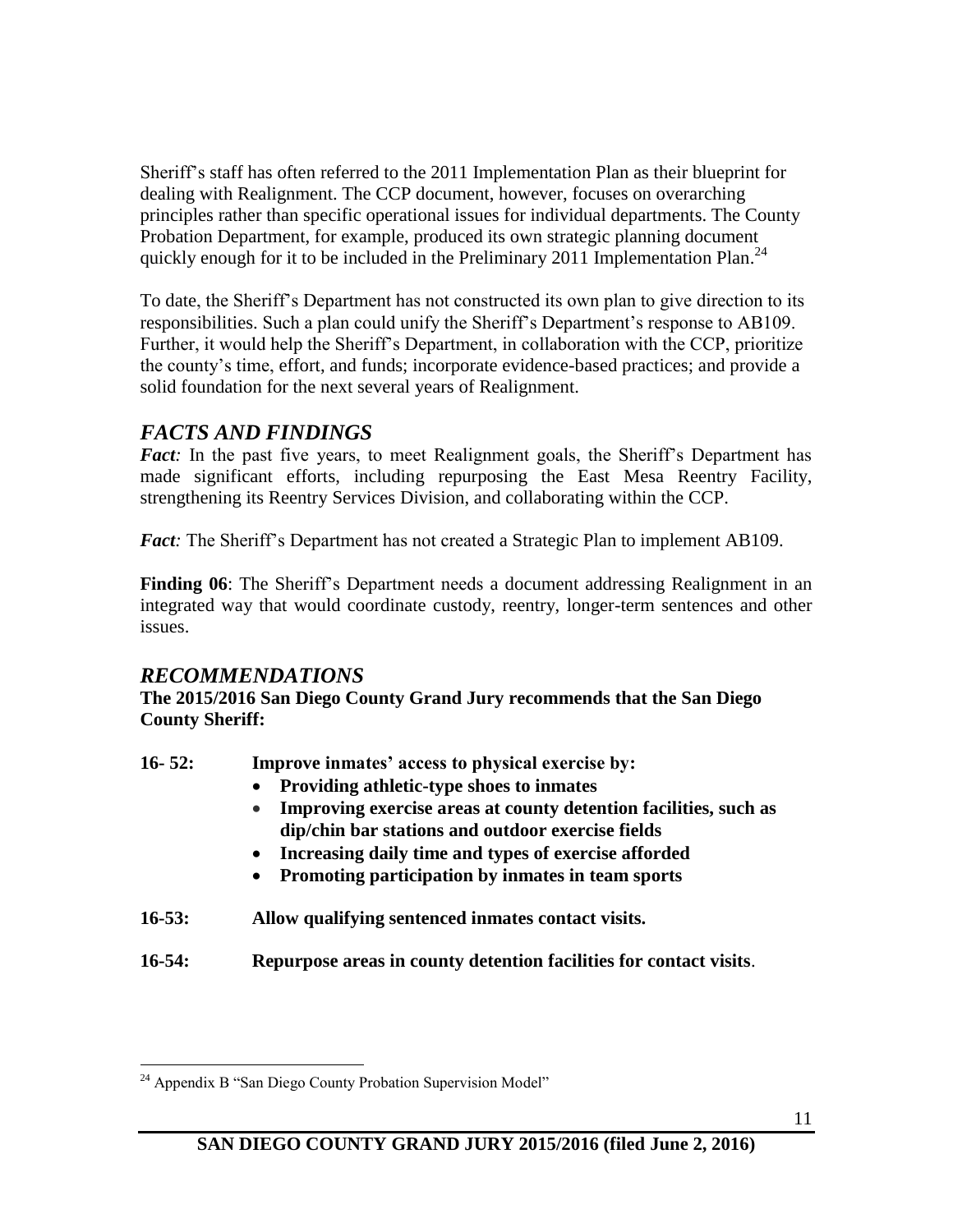Sheriff's staff has often referred to the 2011 Implementation Plan as their blueprint for dealing with Realignment. The CCP document, however, focuses on overarching principles rather than specific operational issues for individual departments. The County Probation Department, for example, produced its own strategic planning document quickly enough for it to be included in the Preliminary 2011 Implementation Plan.[24]

To date, the Sheriff's Department has not constructed its own plan to give direction to its responsibilities. Such a plan could unify the Sheriff's Department's response to AB109. Further, it would help the Sheriff's Department, in collaboration with the CCP, prioritize the county's time, effort, and funds; incorporate evidence-based practices; and provide a solid foundation for the next several years of Realignment.

## *FACTS AND FINDINGS*

***Fact:*** In the past five years, to meet Realignment goals, the Sheriff's Department has made significant efforts, including repurposing the East Mesa Reentry Facility, strengthening its Reentry Services Division, and collaborating within the CCP.

***Fact:*** The Sheriff's Department has not created a Strategic Plan to implement AB109.

**Finding 06**: The Sheriff's Department needs a document addressing Realignment in an integrated way that would coordinate custody, reentry, longer-term sentences and other issues.

## *RECOMMENDATIONS*

**The 2015/2016 San Diego County Grand Jury recommends that the San Diego County Sheriff:**

**16- 52: Improve inmates' access to physical exercise by:**

- **Providing athletic-type shoes to inmates**
- **Improving exercise areas at county detention facilities, such as dip/chin bar stations and outdoor exercise fields**
- **Increasing daily time and types of exercise afforded**
- **Promoting participation by inmates in team sports**

**16-53: Allow qualifying sentenced inmates contact visits.**

**16-54: Repurpose areas in county detention facilities for contact visits**.

---

[24] Appendix B "San Diego County Probation Supervision Model"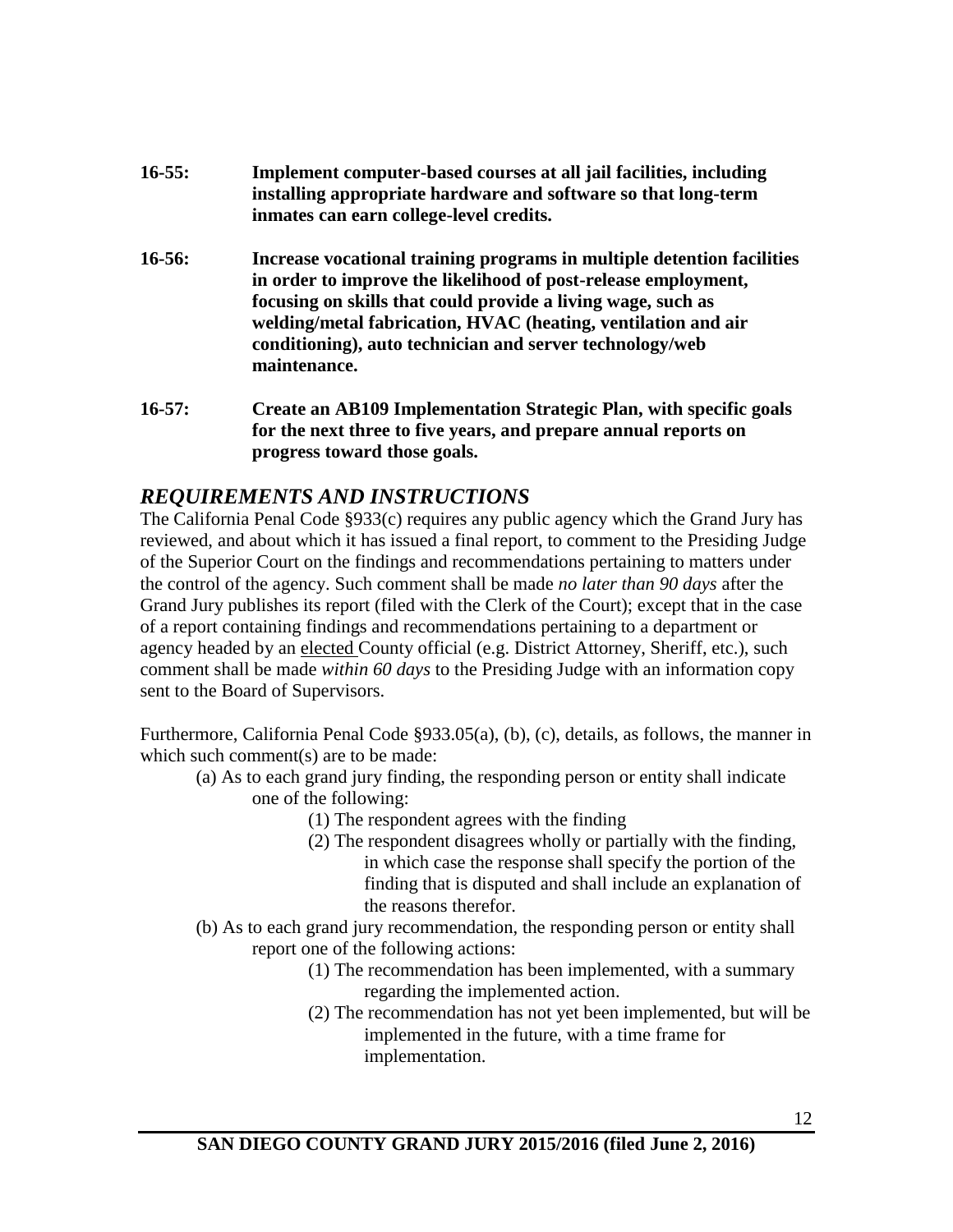**16-55:** **Implement computer-based courses at all jail facilities, including installing appropriate hardware and software so that long-term inmates can earn college-level credits.**

**16-56:** **Increase vocational training programs in multiple detention facilities in order to improve the likelihood of post-release employment, focusing on skills that could provide a living wage, such as welding/metal fabrication, HVAC (heating, ventilation and air conditioning), auto technician and server technology/web maintenance.**

**16-57:** **Create an AB109 Implementation Strategic Plan, with specific goals for the next three to five years, and prepare annual reports on progress toward those goals.**

## *REQUIREMENTS AND INSTRUCTIONS*

The California Penal Code §933(c) requires any public agency which the Grand Jury has reviewed, and about which it has issued a final report, to comment to the Presiding Judge of the Superior Court on the findings and recommendations pertaining to matters under the control of the agency. Such comment shall be made *no later than 90 days* after the Grand Jury publishes its report (filed with the Clerk of the Court); except that in the case of a report containing findings and recommendations pertaining to a department or agency headed by an elected County official (e.g. District Attorney, Sheriff, etc.), such comment shall be made *within 60 days* to the Presiding Judge with an information copy sent to the Board of Supervisors.

Furthermore, California Penal Code §933.05(a), (b), (c), details, as follows, the manner in which such comment(s) are to be made:

(a) As to each grand jury finding, the responding person or entity shall indicate one of the following:

(1) The respondent agrees with the finding

(2) The respondent disagrees wholly or partially with the finding, in which case the response shall specify the portion of the finding that is disputed and shall include an explanation of the reasons therefor.

(b) As to each grand jury recommendation, the responding person or entity shall report one of the following actions:

(1) The recommendation has been implemented, with a summary regarding the implemented action.

(2) The recommendation has not yet been implemented, but will be implemented in the future, with a time frame for implementation.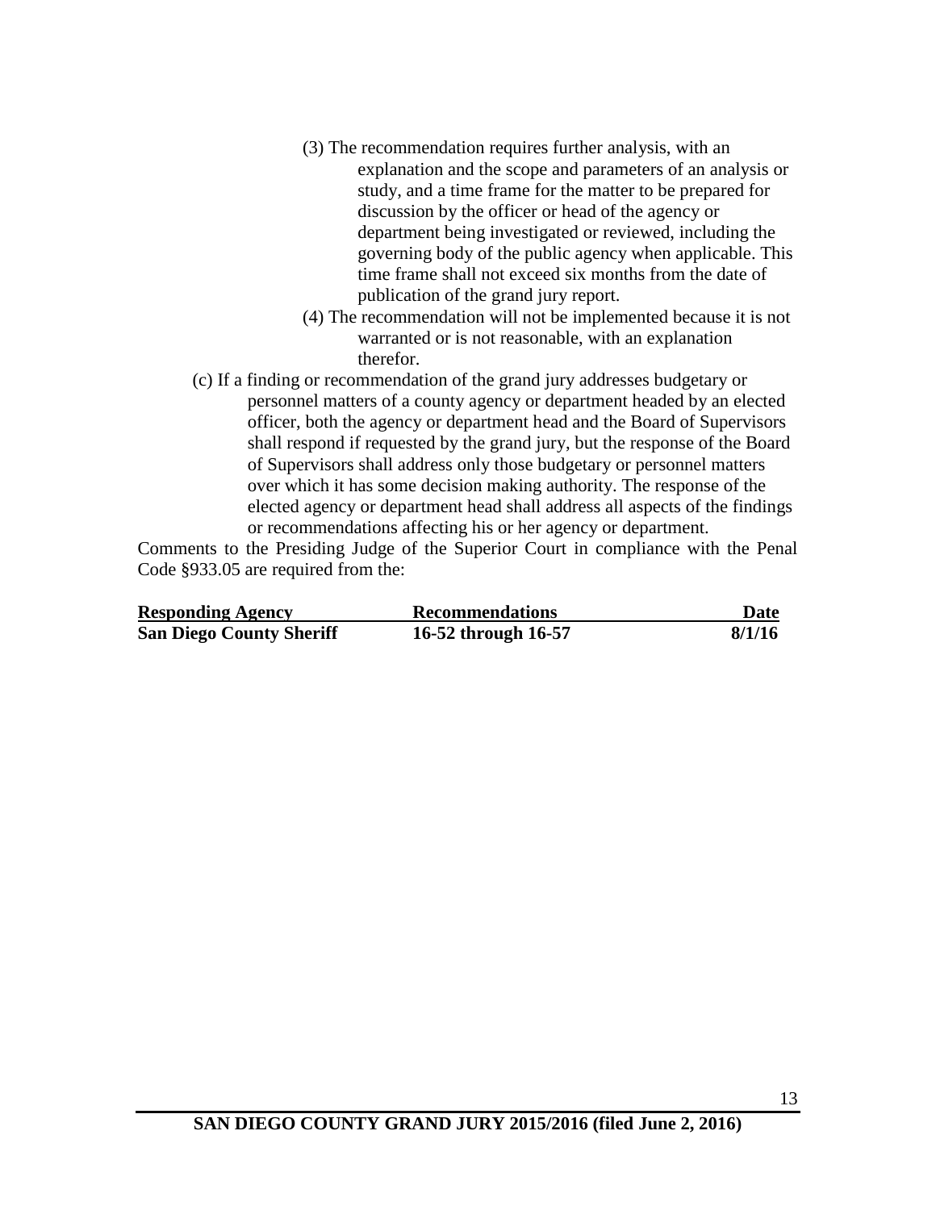(3) The recommendation requires further analysis, with an explanation and the scope and parameters of an analysis or study, and a time frame for the matter to be prepared for discussion by the officer or head of the agency or department being investigated or reviewed, including the governing body of the public agency when applicable. This time frame shall not exceed six months from the date of publication of the grand jury report.

(4) The recommendation will not be implemented because it is not warranted or is not reasonable, with an explanation therefor.

(c) If a finding or recommendation of the grand jury addresses budgetary or personnel matters of a county agency or department headed by an elected officer, both the agency or department head and the Board of Supervisors shall respond if requested by the grand jury, but the response of the Board of Supervisors shall address only those budgetary or personnel matters over which it has some decision making authority. The response of the elected agency or department head shall address all aspects of the findings or recommendations affecting his or her agency or department.

Comments to the Presiding Judge of the Superior Court in compliance with the Penal Code §933.05 are required from the:

| Responding Agency | Recommendations | Date |
|---|---|---|
| **San Diego County Sheriff** | **16-52 through 16-57** | **8/1/16** |